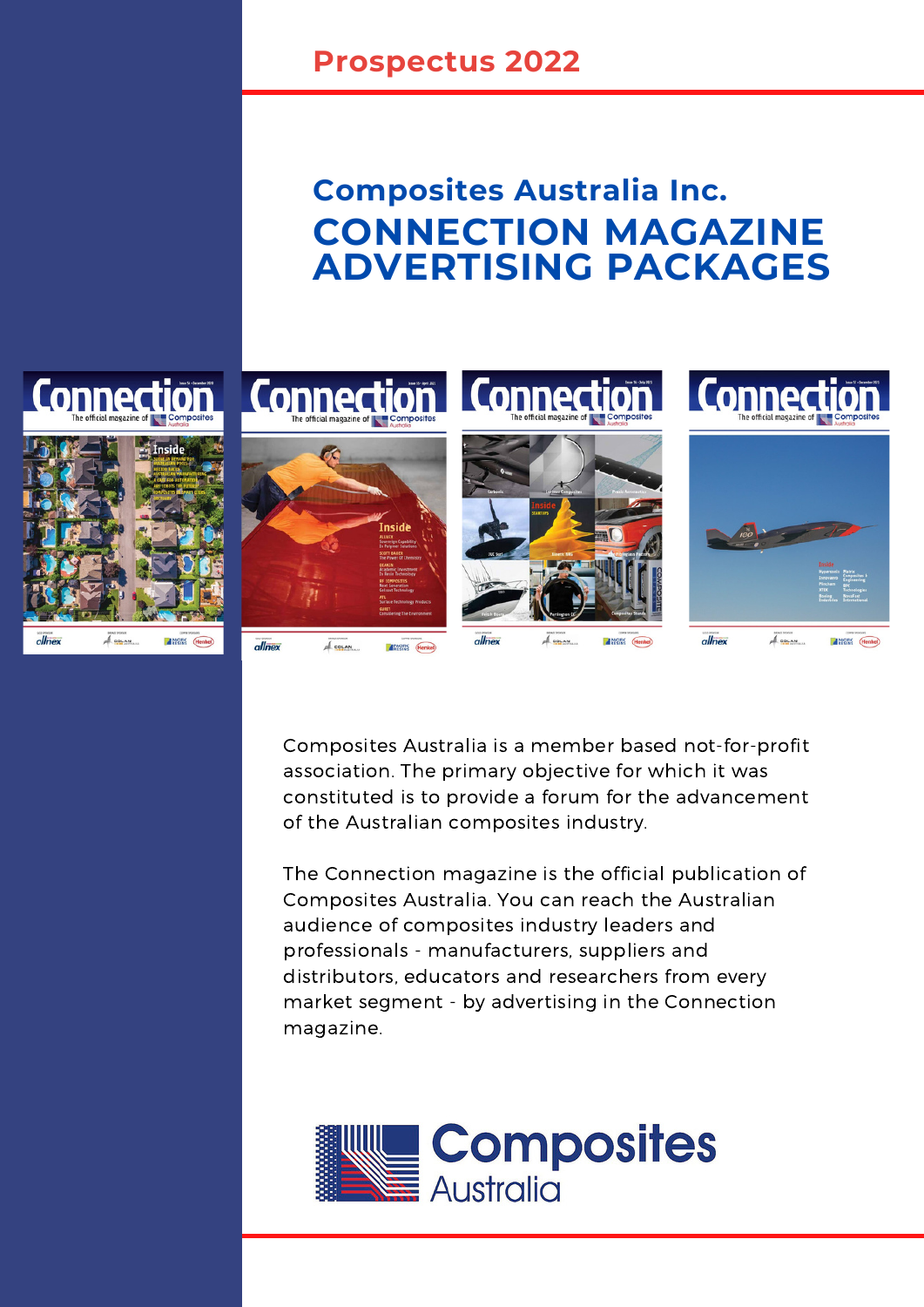Prospectus 2022

## Composites Australia Inc.

# CONNECTION MAGAZINE ADVERTISING PACKAGES

Composites Australia is a member based not-for-profit association. The primary objective for which it was constituted is to provide a forum for the advancement of the Australian composites industry.

The Connection magazine is the official publication of Composites Australia. You can reach the Australian audience of composites industry leaders and professionals - manufacturers, suppliers and distributors, educators and researchers from every market segment - by advertising in the Connection magazine.

Composites Australia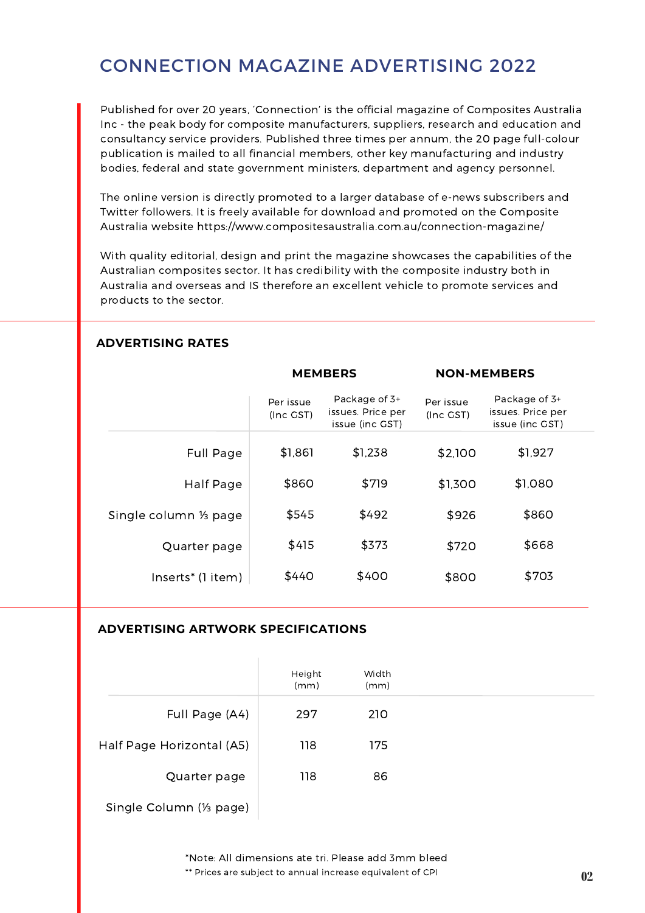# CONNECTION MAGAZINE ADVERTISING 2022

Published for over 20 years, 'Connection' is the official magazine of Composites Australia Inc - the peak body for composite manufacturers, suppliers, research and education and consultancy service providers. Published three times per annum, the 20 page full-colour publication is mailed to all financial members, other key manufacturing and industry bodies, federal and state government ministers, department and agency personnel.

The online version is directly promoted to a larger database of e-news subscribers and Twitter followers. It is freely available for download and promoted on the Composite Australia website https://www.compositesaustralia.com.au/connection-magazine/

With quality editorial, design and print the magazine showcases the capabilities of the Australian composites sector. It has credibility with the composite industry both in Australia and overseas and IS therefore an excellent vehicle to promote services and products to the sector.

## ADVERTISING RATES

| | MEMBERS | | NON-MEMBERS | |
|---|---|---|---|---|
| | Per issue (Inc GST) | Package of 3+ issues. Price per issue (inc GST) | Per issue (Inc GST) | Package of 3+ issues. Price per issue (inc GST) |
| Full Page | $1,861 | $1,238 | $2,100 | $1,927 |
| Half Page | $860 | $719 | $1,300 | $1,080 |
| Single column ⅓ page | $545 | $492 | $926 | $860 |
| Quarter page | $415 | $373 | $720 | $668 |
| Inserts* (1 item) | $440 | $400 | $800 | $703 |

## ADVERTISING ARTWORK SPECIFICATIONS

| | Height (mm) | Width (mm) |
|---|---|---|
| Full Page (A4) | 297 | 210 |
| Half Page Horizontal (A5) | 118 | 175 |
| Quarter page | 118 | 86 |
| Single Column (⅓ page) | | |

*Note: All dimensions ate tri. Please add 3mm bleed

** Prices are subject to annual increase equivalent of CPI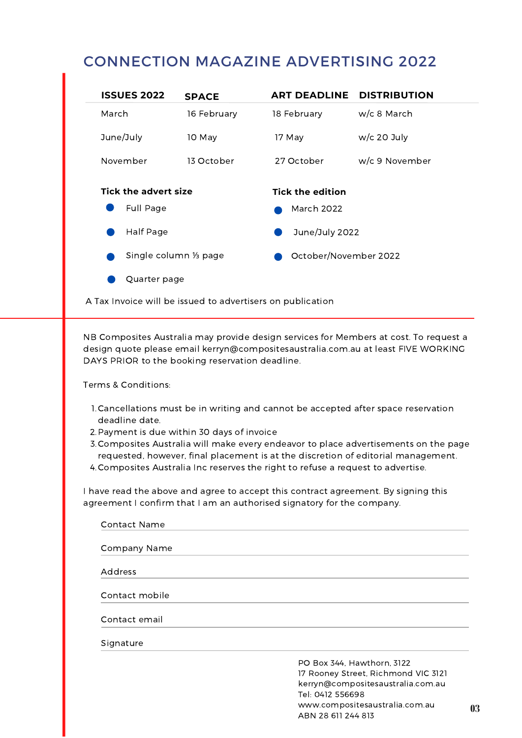# CONNECTION MAGAZINE ADVERTISING 2022

| ISSUES 2022 | SPACE | ART DEADLINE | DISTRIBUTION |
|---|---|---|---|
| March | 16 February | 18 February | w/c 8 March |
| June/July | 10 May | 17 May | w/c 20 July |
| November | 13 October | 27 October | w/c 9 November |

**Tick the advert size**

- Full Page
- Half Page
- Single column ⅓ page
- Quarter page

**Tick the edition**

- March 2022
- June/July 2022
- October/November 2022

A Tax Invoice will be issued to advertisers on publication

NB Composites Australia may provide design services for Members at cost. To request a design quote please email kerryn@compositesaustralia.com.au at least FIVE WORKING DAYS PRIOR to the booking reservation deadline.

Terms & Conditions:

1. Cancellations must be in writing and cannot be accepted after space reservation deadline date.
2. Payment is due within 30 days of invoice
3. Composites Australia will make every endeavor to place advertisements on the page requested, however, final placement is at the discretion of editorial management.
4. Composites Australia Inc reserves the right to refuse a request to advertise.

I have read the above and agree to accept this contract agreement. By signing this agreement I confirm that I am an authorised signatory for the company.

Contact Name

Company Name

Address

Contact mobile

Contact email

Signature

PO Box 344, Hawthorn, 3122
17 Rooney Street, Richmond VIC 3121
kerryn@compositesaustralia.com.au
Tel: 0412 556698
www.compositesaustralia.com.au
ABN 28 611 244 813